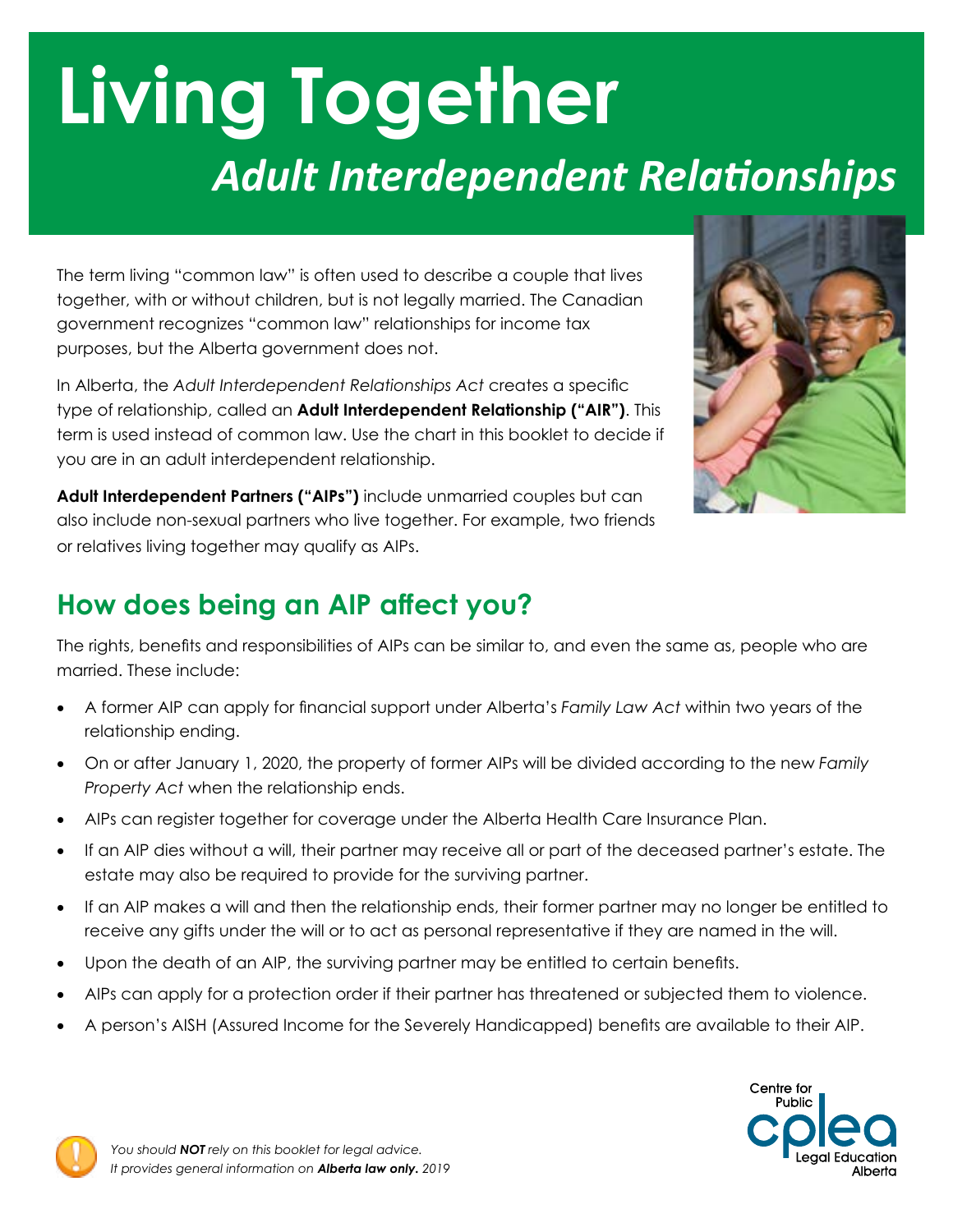# Living Together

## *Adult Interdependent Relationships*

The term living "common law" is often used to describe a couple that lives together, with or without children, but is not legally married. The Canadian government recognizes "common law" relationships for income tax purposes, but the Alberta government does not.

In Alberta, the *Adult Interdependent Relationships Act* creates a specific type of relationship, called an **Adult Interdependent Relationship ("AIR")**. This term is used instead of common law. Use the chart in this booklet to decide if you are in an adult interdependent relationship.

**Adult Interdependent Partners ("AIPs")** include unmarried couples but can also include non-sexual partners who live together. For example, two friends or relatives living together may qualify as AIPs.

## How does being an AIP affect you?

The rights, benefits and responsibilities of AIPs can be similar to, and even the same as, people who are married. These include:

- A former AIP can apply for financial support under Alberta's *Family Law Act* within two years of the relationship ending.
- On or after January 1, 2020, the property of former AIPs will be divided according to the new *Family Property Act* when the relationship ends.
- AIPs can register together for coverage under the Alberta Health Care Insurance Plan.
- If an AIP dies without a will, their partner may receive all or part of the deceased partner's estate. The estate may also be required to provide for the surviving partner.
- If an AIP makes a will and then the relationship ends, their former partner may no longer be entitled to receive any gifts under the will or to act as personal representative if they are named in the will.
- Upon the death of an AIP, the surviving partner may be entitled to certain benefits.
- AIPs can apply for a protection order if their partner has threatened or subjected them to violence.
- A person's AISH (Assured Income for the Severely Handicapped) benefits are available to their AIP.

*You should **NOT** rely on this booklet for legal advice.*
*It provides general information on **Alberta law only.** 2019*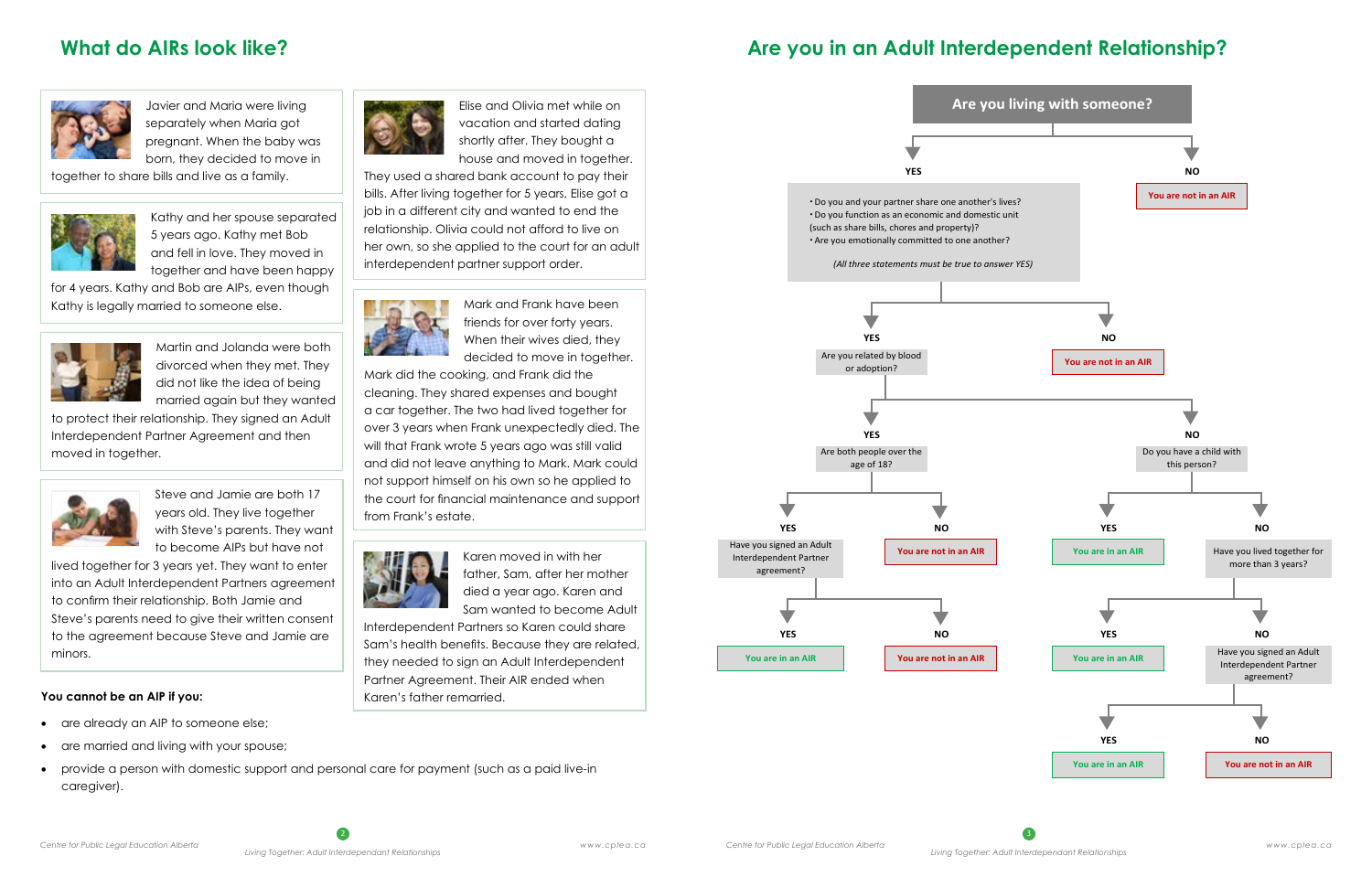## What do AIRs look like?

Javier and Maria were living separately when Maria got pregnant. When the baby was born, they decided to move in together to share bills and live as a family.

Kathy and her spouse separated 5 years ago. Kathy met Bob and fell in love. They moved in together and have been happy for 4 years. Kathy and Bob are AIPs, even though Kathy is legally married to someone else.

Martin and Jolanda were both divorced when they met. They did not like the idea of being married again but they wanted to protect their relationship. They signed an Adult Interdependent Partner Agreement and then moved in together.

Steve and Jamie are both 17 years old. They live together with Steve's parents. They want to become AIPs but have not lived together for 3 years yet. They want to enter into an Adult Interdependent Partners agreement to confirm their relationship. Both Jamie and Steve's parents need to give their written consent to the agreement because Steve and Jamie are minors.

Elise and Olivia met while on vacation and started dating shortly after. They bought a house and moved in together. They used a shared bank account to pay their bills. After living together for 5 years, Elise got a job in a different city and wanted to end the relationship. Olivia could not afford to live on her own, so she applied to the court for an adult interdependent partner support order.

Mark and Frank have been friends for over forty years. When their wives died, they decided to move in together. Mark did the cooking, and Frank did the cleaning. They shared expenses and bought a car together. The two had lived together for over 3 years when Frank unexpectedly died. The will that Frank wrote 5 years ago was still valid and did not leave anything to Mark. Mark could not support himself on his own so he applied to the court for financial maintenance and support from Frank's estate.

Karen moved in with her father, Sam, after her mother died a year ago. Karen and Sam wanted to become Adult Interdependent Partners so Karen could share Sam's health benefits. Because they are related, they needed to sign an Adult Interdependent Partner Agreement. Their AIR ended when Karen's father remarried.

**You cannot be an AIP if you:**

- are already an AIP to someone else;
- are married and living with your spouse;
- provide a person with domestic support and personal care for payment (such as a paid live-in caregiver).

## Are you in an Adult Interdependent Relationship?

**Are you living with someone?**

- **NO** → You are not in an AIR
- **YES** →
  - Do you and your partner share one another's lives?
  - Do you function as an economic and domestic unit (such as share bills, chores and property)?
  - Are you emotionally committed to one another?

  *(All three statements must be true to answer YES)*

  - **NO** → You are not in an AIR
  - **YES** → Are you related by blood or adoption?
    - **YES** → Are both people over the age of 18?
      - **NO** → You are not in an AIR
      - **YES** → Have you signed an Adult Interdependent Partner agreement?
        - **YES** → You are in an AIR
        - **NO** → You are not in an AIR
    - **NO** → Do you have a child with this person?
      - **YES** → You are in an AIR
      - **NO** → Have you lived together for more than 3 years?
        - **YES** → You are in an AIR
        - **NO** → Have you signed an Adult Interdependent Partner agreement?
          - **YES** → You are in an AIR
          - **NO** → You are not in an AIR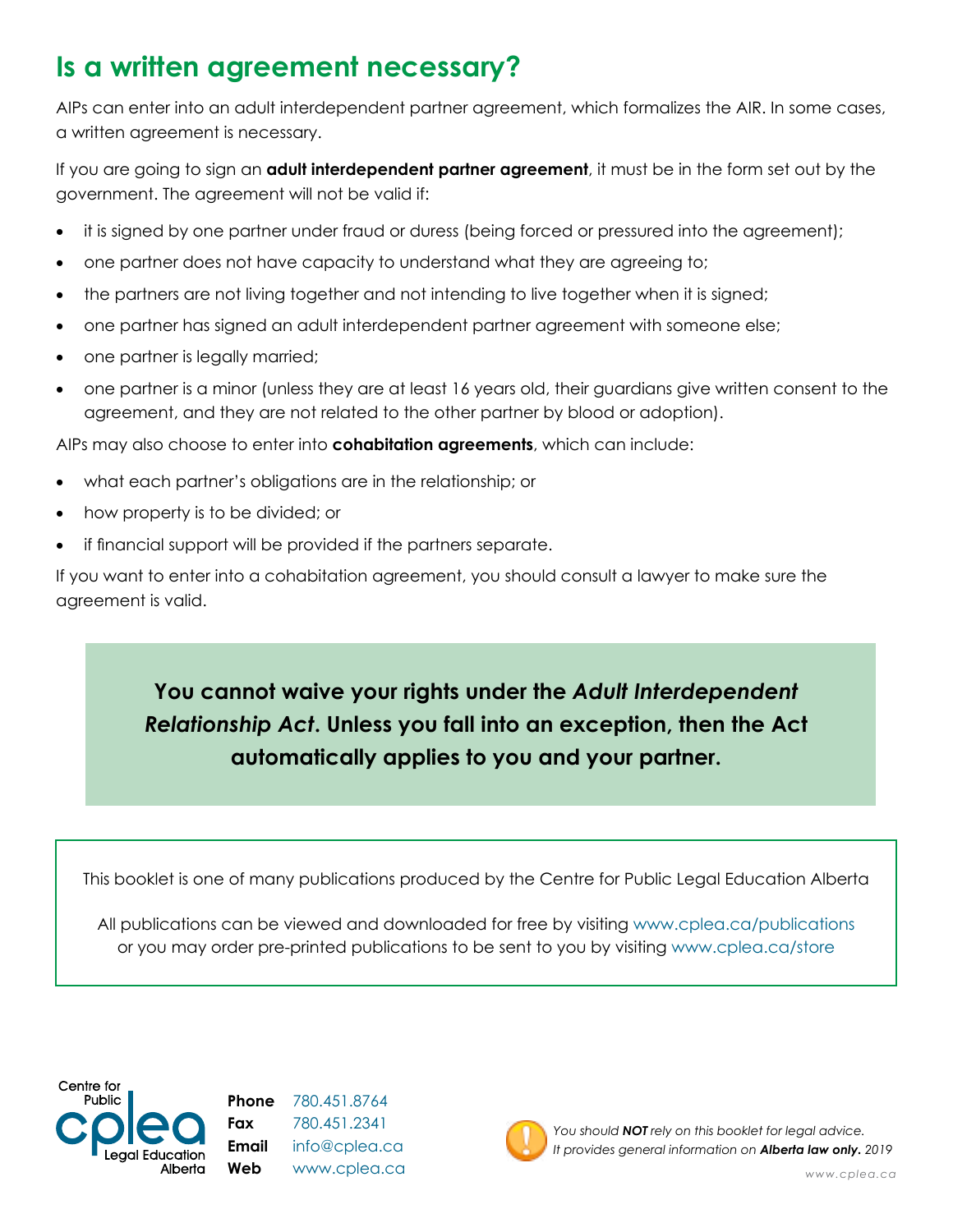## Is a written agreement necessary?

AIPs can enter into an adult interdependent partner agreement, which formalizes the AIR. In some cases, a written agreement is necessary.

If you are going to sign an **adult interdependent partner agreement**, it must be in the form set out by the government. The agreement will not be valid if:

- it is signed by one partner under fraud or duress (being forced or pressured into the agreement);
- one partner does not have capacity to understand what they are agreeing to;
- the partners are not living together and not intending to live together when it is signed;
- one partner has signed an adult interdependent partner agreement with someone else;
- one partner is legally married;
- one partner is a minor (unless they are at least 16 years old, their guardians give written consent to the agreement, and they are not related to the other partner by blood or adoption).

AIPs may also choose to enter into **cohabitation agreements**, which can include:

- what each partner's obligations are in the relationship; or
- how property is to be divided; or
- if financial support will be provided if the partners separate.

If you want to enter into a cohabitation agreement, you should consult a lawyer to make sure the agreement is valid.

**You cannot waive your rights under the *Adult Interdependent Relationship Act*. Unless you fall into an exception, then the Act automatically applies to you and your partner.**

This booklet is one of many publications produced by the Centre for Public Legal Education Alberta

All publications can be viewed and downloaded for free by visiting www.cplea.ca/publications or you may order pre-printed publications to be sent to you by visiting www.cplea.ca/store

Centre for Public Legal Education Alberta

**Phone** 780.451.8764
**Fax** 780.451.2341
**Email** info@cplea.ca
**Web** www.cplea.ca

*You should **NOT** rely on this booklet for legal advice. It provides general information on **Alberta law only.** 2019*